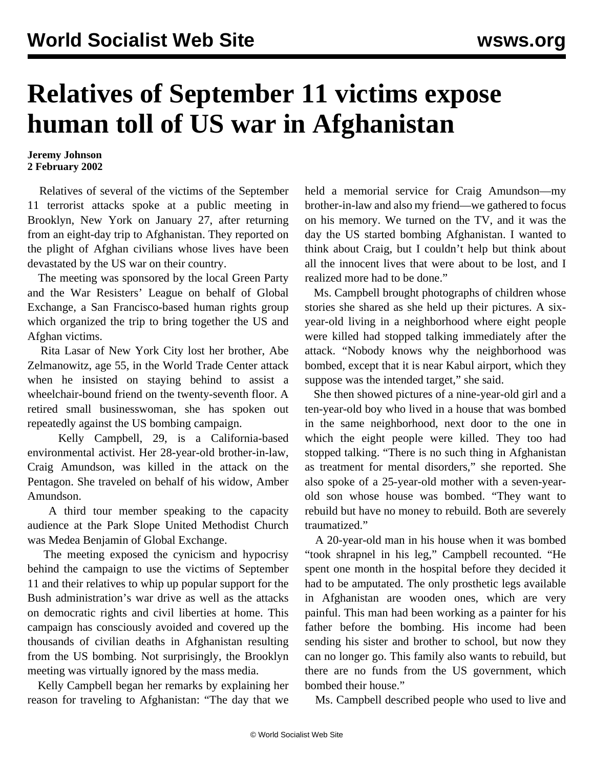# Relatives of September 11 victims expose human toll of US war in Afghanistan

**Jeremy Johnson**
**2 February 2002**

Relatives of several of the victims of the September 11 terrorist attacks spoke at a public meeting in Brooklyn, New York on January 27, after returning from an eight-day trip to Afghanistan. They reported on the plight of Afghan civilians whose lives have been devastated by the US war on their country.

The meeting was sponsored by the local Green Party and the War Resisters' League on behalf of Global Exchange, a San Francisco-based human rights group which organized the trip to bring together the US and Afghan victims.

Rita Lasar of New York City lost her brother, Abe Zelmanowitz, age 55, in the World Trade Center attack when he insisted on staying behind to assist a wheelchair-bound friend on the twenty-seventh floor. A retired small businesswoman, she has spoken out repeatedly against the US bombing campaign.

Kelly Campbell, 29, is a California-based environmental activist. Her 28-year-old brother-in-law, Craig Amundson, was killed in the attack on the Pentagon. She traveled on behalf of his widow, Amber Amundson.

A third tour member speaking to the capacity audience at the Park Slope United Methodist Church was Medea Benjamin of Global Exchange.

The meeting exposed the cynicism and hypocrisy behind the campaign to use the victims of September 11 and their relatives to whip up popular support for the Bush administration's war drive as well as the attacks on democratic rights and civil liberties at home. This campaign has consciously avoided and covered up the thousands of civilian deaths in Afghanistan resulting from the US bombing. Not surprisingly, the Brooklyn meeting was virtually ignored by the mass media.

Kelly Campbell began her remarks by explaining her reason for traveling to Afghanistan: "The day that we held a memorial service for Craig Amundson—my brother-in-law and also my friend—we gathered to focus on his memory. We turned on the TV, and it was the day the US started bombing Afghanistan. I wanted to think about Craig, but I couldn't help but think about all the innocent lives that were about to be lost, and I realized more had to be done."

Ms. Campbell brought photographs of children whose stories she shared as she held up their pictures. A six-year-old living in a neighborhood where eight people were killed had stopped talking immediately after the attack. "Nobody knows why the neighborhood was bombed, except that it is near Kabul airport, which they suppose was the intended target," she said.

She then showed pictures of a nine-year-old girl and a ten-year-old boy who lived in a house that was bombed in the same neighborhood, next door to the one in which the eight people were killed. They too had stopped talking. "There is no such thing in Afghanistan as treatment for mental disorders," she reported. She also spoke of a 25-year-old mother with a seven-year-old son whose house was bombed. "They want to rebuild but have no money to rebuild. Both are severely traumatized."

A 20-year-old man in his house when it was bombed "took shrapnel in his leg," Campbell recounted. "He spent one month in the hospital before they decided it had to be amputated. The only prosthetic legs available in Afghanistan are wooden ones, which are very painful. This man had been working as a painter for his father before the bombing. His income had been sending his sister and brother to school, but now they can no longer go. This family also wants to rebuild, but there are no funds from the US government, which bombed their house."

Ms. Campbell described people who used to live and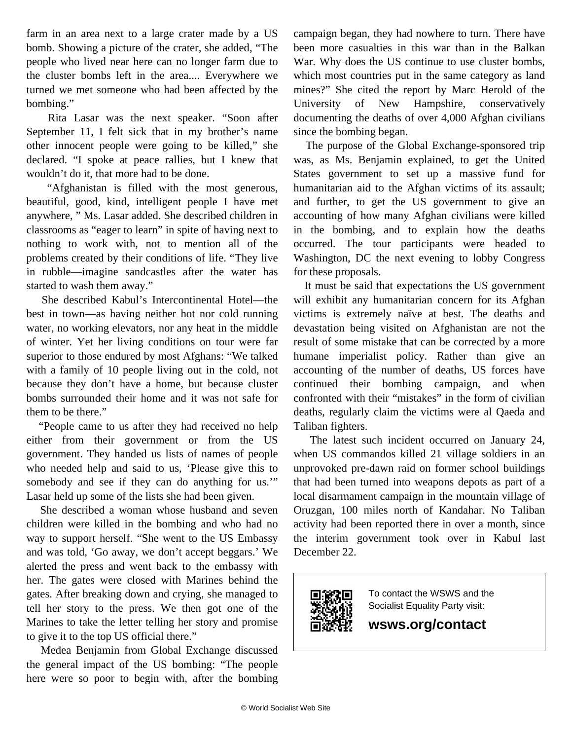farm in an area next to a large crater made by a US bomb. Showing a picture of the crater, she added, "The people who lived near here can no longer farm due to the cluster bombs left in the area.... Everywhere we turned we met someone who had been affected by the bombing."

Rita Lasar was the next speaker. "Soon after September 11, I felt sick that in my brother's name other innocent people were going to be killed," she declared. "I spoke at peace rallies, but I knew that wouldn't do it, that more had to be done.

"Afghanistan is filled with the most generous, beautiful, good, kind, intelligent people I have met anywhere, " Ms. Lasar added. She described children in classrooms as "eager to learn" in spite of having next to nothing to work with, not to mention all of the problems created by their conditions of life. "They live in rubble—imagine sandcastles after the water has started to wash them away."

She described Kabul's Intercontinental Hotel—the best in town—as having neither hot nor cold running water, no working elevators, nor any heat in the middle of winter. Yet her living conditions on tour were far superior to those endured by most Afghans: "We talked with a family of 10 people living out in the cold, not because they don't have a home, but because cluster bombs surrounded their home and it was not safe for them to be there."

"People came to us after they had received no help either from their government or from the US government. They handed us lists of names of people who needed help and said to us, 'Please give this to somebody and see if they can do anything for us.'" Lasar held up some of the lists she had been given.

She described a woman whose husband and seven children were killed in the bombing and who had no way to support herself. "She went to the US Embassy and was told, 'Go away, we don't accept beggars.' We alerted the press and went back to the embassy with her. The gates were closed with Marines behind the gates. After breaking down and crying, she managed to tell her story to the press. We then got one of the Marines to take the letter telling her story and promise to give it to the top US official there."

Medea Benjamin from Global Exchange discussed the general impact of the US bombing: "The people here were so poor to begin with, after the bombing campaign began, they had nowhere to turn. There have been more casualties in this war than in the Balkan War. Why does the US continue to use cluster bombs, which most countries put in the same category as land mines?" She cited the report by Marc Herold of the University of New Hampshire, conservatively documenting the deaths of over 4,000 Afghan civilians since the bombing began.

The purpose of the Global Exchange-sponsored trip was, as Ms. Benjamin explained, to get the United States government to set up a massive fund for humanitarian aid to the Afghan victims of its assault; and further, to get the US government to give an accounting of how many Afghan civilians were killed in the bombing, and to explain how the deaths occurred. The tour participants were headed to Washington, DC the next evening to lobby Congress for these proposals.

It must be said that expectations the US government will exhibit any humanitarian concern for its Afghan victims is extremely naïve at best. The deaths and devastation being visited on Afghanistan are not the result of some mistake that can be corrected by a more humane imperialist policy. Rather than give an accounting of the number of deaths, US forces have continued their bombing campaign, and when confronted with their "mistakes" in the form of civilian deaths, regularly claim the victims were al Qaeda and Taliban fighters.

The latest such incident occurred on January 24, when US commandos killed 21 village soldiers in an unprovoked pre-dawn raid on former school buildings that had been turned into weapons depots as part of a local disarmament campaign in the mountain village of Oruzgan, 100 miles north of Kandahar. No Taliban activity had been reported there in over a month, since the interim government took over in Kabul last December 22.

To contact the WSWS and the Socialist Equality Party visit:

**wsws.org/contact**